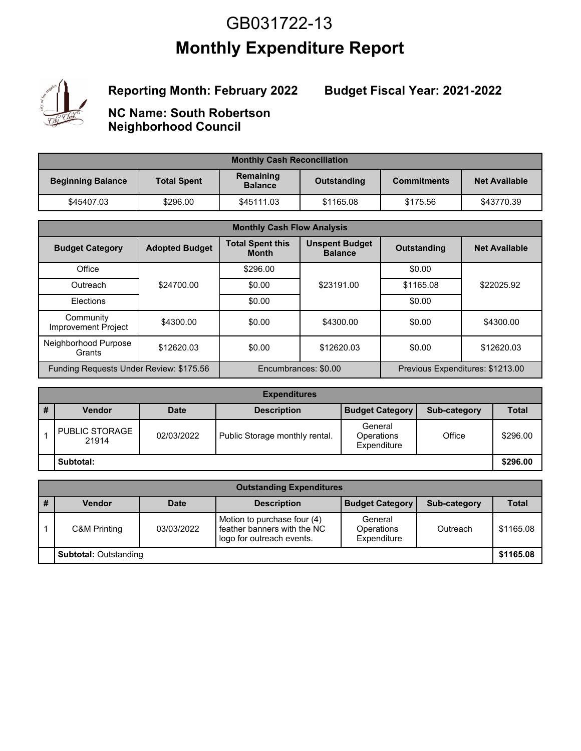# GB031722-13

# Monthly Expenditure Report

**Reporting Month: February 2022** **Budget Fiscal Year: 2021-2022**

**NC Name: South Robertson Neighborhood Council**

| Monthly Cash Reconciliation | | | | | |
|---|---|---|---|---|---|
| **Beginning Balance** | **Total Spent** | **Remaining Balance** | **Outstanding** | **Commitments** | **Net Available** |
| $45407.03 | $296.00 | $45111.03 | $1165.08 | $175.56 | $43770.39 |

| Monthly Cash Flow Analysis | | | | | |
|---|---|---|---|---|---|
| **Budget Category** | **Adopted Budget** | **Total Spent this Month** | **Unspent Budget Balance** | **Outstanding** | **Net Available** |
| Office | $24700.00 | $296.00 | $23191.00 | $0.00 | $22025.92 |
| Outreach | | $0.00 | | $1165.08 | |
| Elections | | $0.00 | | $0.00 | |
| Community Improvement Project | $4300.00 | $0.00 | $4300.00 | $0.00 | $4300.00 |
| Neighborhood Purpose Grants | $12620.03 | $0.00 | $12620.03 | $0.00 | $12620.03 |
| Funding Requests Under Review: $175.56 | | Encumbrances: $0.00 | | Previous Expenditures: $1213.00 | |

| Expenditures | | | | | | |
|---|---|---|---|---|---|---|
| **#** | **Vendor** | **Date** | **Description** | **Budget Category** | **Sub-category** | **Total** |
| 1 | PUBLIC STORAGE 21914 | 02/03/2022 | Public Storage monthly rental. | General Operations Expenditure | Office | $296.00 |
| | **Subtotal:** | | | | | **$296.00** |

| Outstanding Expenditures | | | | | | |
|---|---|---|---|---|---|---|
| **#** | **Vendor** | **Date** | **Description** | **Budget Category** | **Sub-category** | **Total** |
| 1 | C&M Printing | 03/03/2022 | Motion to purchase four (4) feather banners with the NC logo for outreach events. | General Operations Expenditure | Outreach | $1165.08 |
| | **Subtotal:** Outstanding | | | | | **$1165.08** |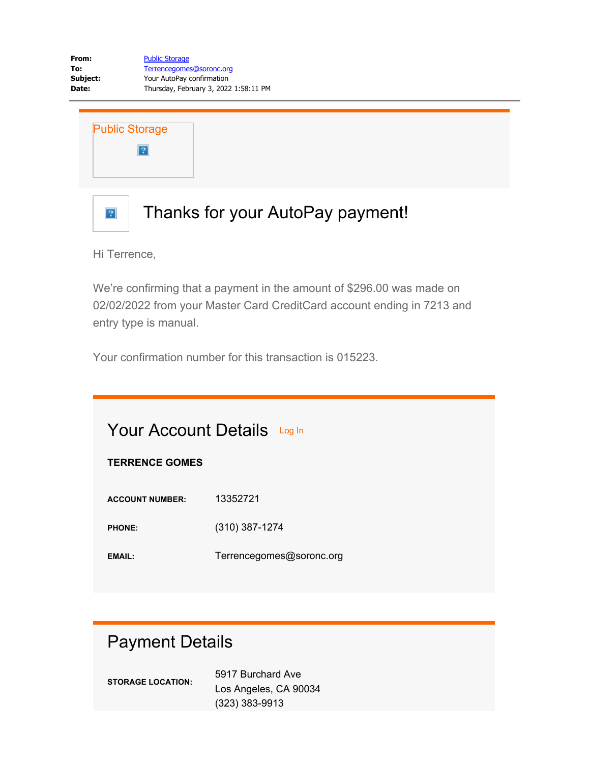**From:** Public Storage
**To:** Terrencegomes@soronc.org
**Subject:** Your AutoPay confirmation
**Date:** Thursday, February 3, 2022 1:58:11 PM

---

Public Storage

# Thanks for your AutoPay payment!

Hi Terrence,

We're confirming that a payment in the amount of $296.00 was made on 02/02/2022 from your Master Card CreditCard account ending in 7213 and entry type is manual.

Your confirmation number for this transaction is 015223.

## Your Account Details

Log In

**TERRENCE GOMES**

| | |
|---|---|
| **ACCOUNT NUMBER:** | 13352721 |
| **PHONE:** | (310) 387-1274 |
| **EMAIL:** | Terrencegomes@soronc.org |

## Payment Details

| | |
|---|---|
| **STORAGE LOCATION:** | 5917 Burchard Ave<br>Los Angeles, CA 90034<br>(323) 383-9913 |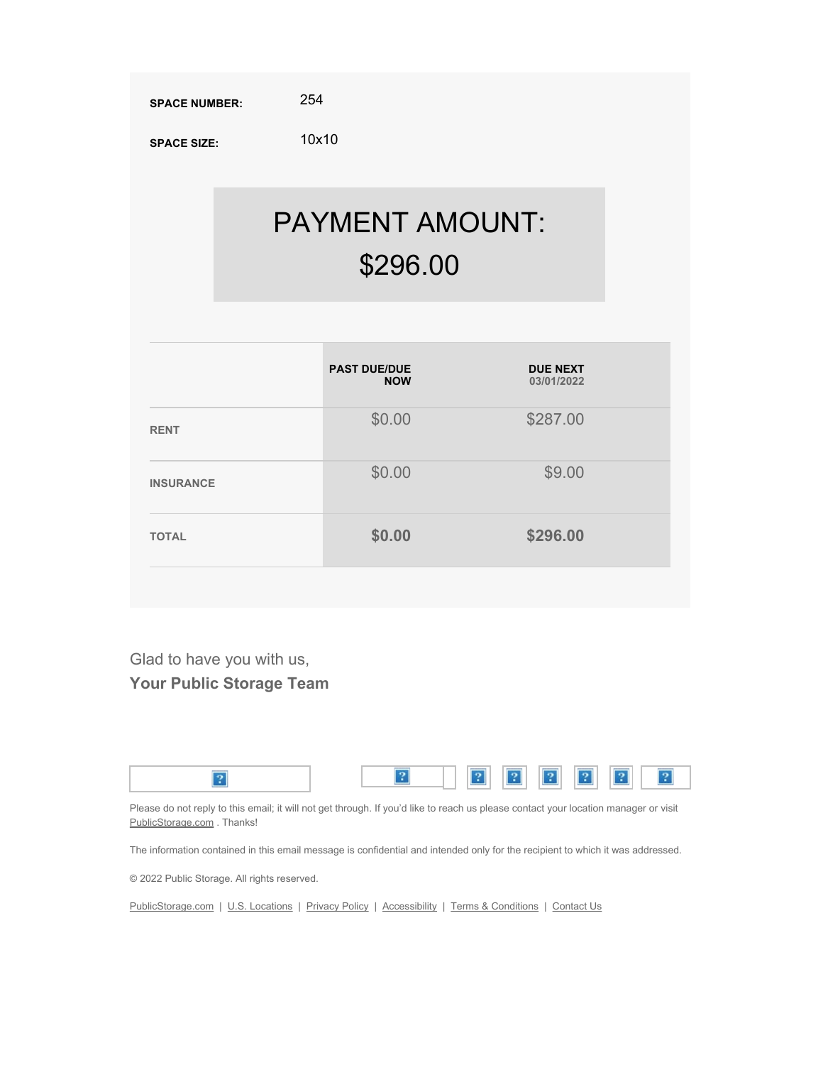**SPACE NUMBER:** 254

**SPACE SIZE:** 10x10

## PAYMENT AMOUNT:
## $296.00

| | PAST DUE/DUE NOW | DUE NEXT 03/01/2022 |
|---|---|---|
| RENT | $0.00 | $287.00 |
| INSURANCE | $0.00 | $9.00 |
| **TOTAL** | **$0.00** | **$296.00** |

Glad to have you with us,
**Your Public Storage Team**

Please do not reply to this email; it will not get through. If you'd like to reach us please contact your location manager or visit PublicStorage.com . Thanks!

The information contained in this email message is confidential and intended only for the recipient to which it was addressed.

© 2022 Public Storage. All rights reserved.

PublicStorage.com | U.S. Locations | Privacy Policy | Accessibility | Terms & Conditions | Contact Us